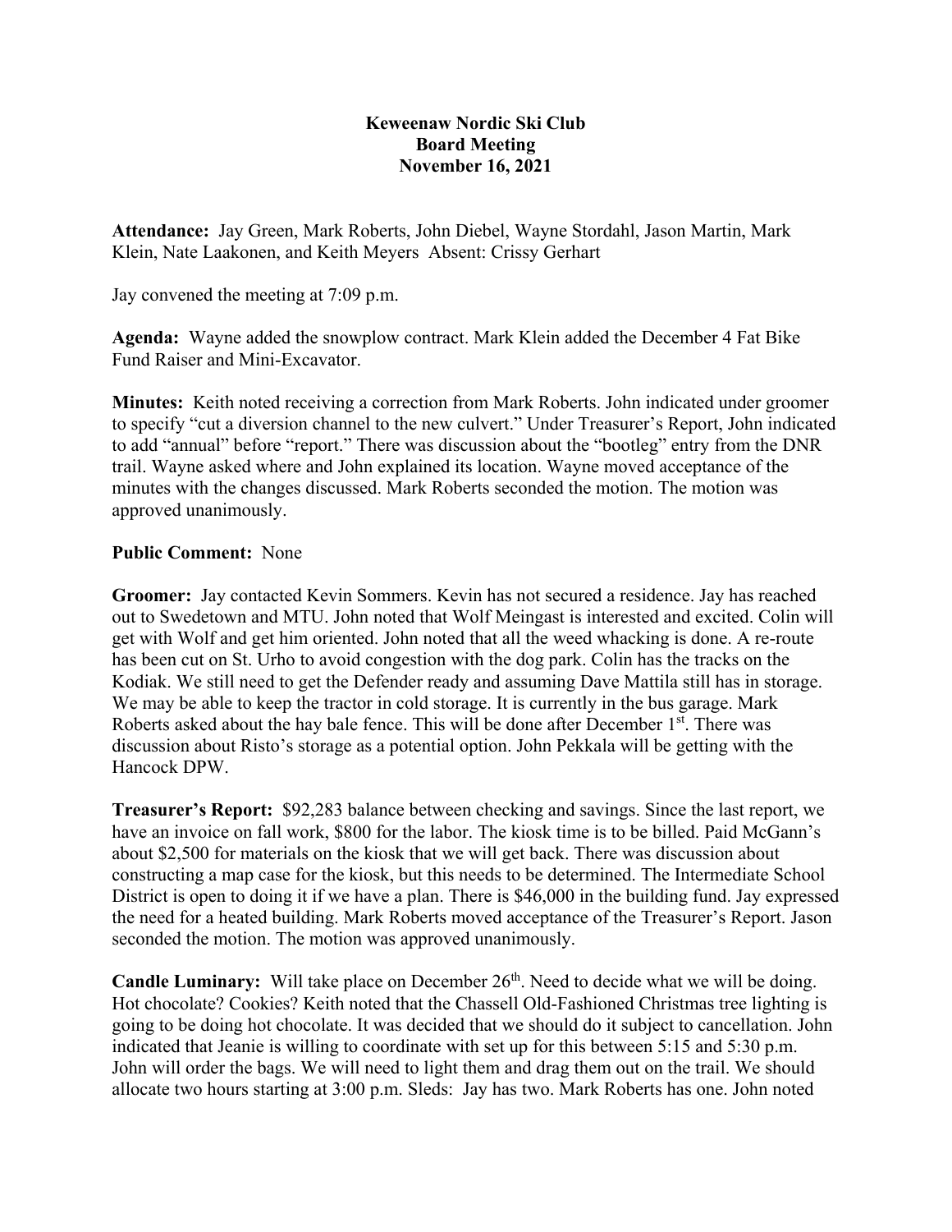**Keweenaw Nordic Ski Club**
**Board Meeting**
**November 16, 2021**

**Attendance:** Jay Green, Mark Roberts, John Diebel, Wayne Stordahl, Jason Martin, Mark Klein, Nate Laakonen, and Keith Meyers Absent: Crissy Gerhart

Jay convened the meeting at 7:09 p.m.

**Agenda:** Wayne added the snowplow contract. Mark Klein added the December 4 Fat Bike Fund Raiser and Mini-Excavator.

**Minutes:** Keith noted receiving a correction from Mark Roberts. John indicated under groomer to specify "cut a diversion channel to the new culvert." Under Treasurer's Report, John indicated to add "annual" before "report." There was discussion about the "bootleg" entry from the DNR trail. Wayne asked where and John explained its location. Wayne moved acceptance of the minutes with the changes discussed. Mark Roberts seconded the motion. The motion was approved unanimously.

**Public Comment:** None

**Groomer:** Jay contacted Kevin Sommers. Kevin has not secured a residence. Jay has reached out to Swedetown and MTU. John noted that Wolf Meingast is interested and excited. Colin will get with Wolf and get him oriented. John noted that all the weed whacking is done. A re-route has been cut on St. Urho to avoid congestion with the dog park. Colin has the tracks on the Kodiak. We still need to get the Defender ready and assuming Dave Mattila still has in storage. We may be able to keep the tractor in cold storage. It is currently in the bus garage. Mark Roberts asked about the hay bale fence. This will be done after December 1st. There was discussion about Risto's storage as a potential option. John Pekkala will be getting with the Hancock DPW.

**Treasurer's Report:** $92,283 balance between checking and savings. Since the last report, we have an invoice on fall work, $800 for the labor. The kiosk time is to be billed. Paid McGann's about $2,500 for materials on the kiosk that we will get back. There was discussion about constructing a map case for the kiosk, but this needs to be determined. The Intermediate School District is open to doing it if we have a plan. There is $46,000 in the building fund. Jay expressed the need for a heated building. Mark Roberts moved acceptance of the Treasurer's Report. Jason seconded the motion. The motion was approved unanimously.

**Candle Luminary:** Will take place on December 26th. Need to decide what we will be doing. Hot chocolate? Cookies? Keith noted that the Chassell Old-Fashioned Christmas tree lighting is going to be doing hot chocolate. It was decided that we should do it subject to cancellation. John indicated that Jeanie is willing to coordinate with set up for this between 5:15 and 5:30 p.m. John will order the bags. We will need to light them and drag them out on the trail. We should allocate two hours starting at 3:00 p.m. Sleds: Jay has two. Mark Roberts has one. John noted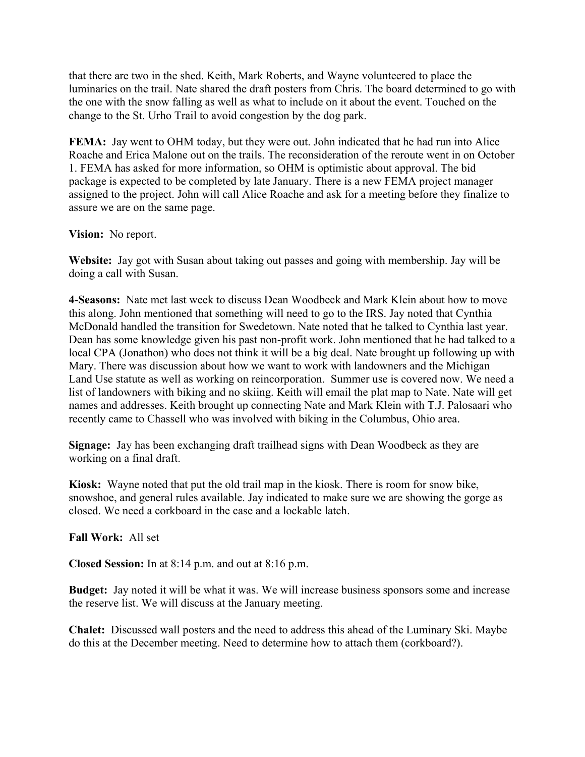that there are two in the shed. Keith, Mark Roberts, and Wayne volunteered to place the luminaries on the trail. Nate shared the draft posters from Chris. The board determined to go with the one with the snow falling as well as what to include on it about the event. Touched on the change to the St. Urho Trail to avoid congestion by the dog park.

**FEMA:** Jay went to OHM today, but they were out. John indicated that he had run into Alice Roache and Erica Malone out on the trails. The reconsideration of the reroute went in on October 1. FEMA has asked for more information, so OHM is optimistic about approval. The bid package is expected to be completed by late January. There is a new FEMA project manager assigned to the project. John will call Alice Roache and ask for a meeting before they finalize to assure we are on the same page.

**Vision:** No report.

**Website:** Jay got with Susan about taking out passes and going with membership. Jay will be doing a call with Susan.

**4-Seasons:** Nate met last week to discuss Dean Woodbeck and Mark Klein about how to move this along. John mentioned that something will need to go to the IRS. Jay noted that Cynthia McDonald handled the transition for Swedetown. Nate noted that he talked to Cynthia last year. Dean has some knowledge given his past non-profit work. John mentioned that he had talked to a local CPA (Jonathon) who does not think it will be a big deal. Nate brought up following up with Mary. There was discussion about how we want to work with landowners and the Michigan Land Use statute as well as working on reincorporation. Summer use is covered now. We need a list of landowners with biking and no skiing. Keith will email the plat map to Nate. Nate will get names and addresses. Keith brought up connecting Nate and Mark Klein with T.J. Palosaari who recently came to Chassell who was involved with biking in the Columbus, Ohio area.

**Signage:** Jay has been exchanging draft trailhead signs with Dean Woodbeck as they are working on a final draft.

**Kiosk:** Wayne noted that put the old trail map in the kiosk. There is room for snow bike, snowshoe, and general rules available. Jay indicated to make sure we are showing the gorge as closed. We need a corkboard in the case and a lockable latch.

**Fall Work:** All set

**Closed Session:** In at 8:14 p.m. and out at 8:16 p.m.

**Budget:** Jay noted it will be what it was. We will increase business sponsors some and increase the reserve list. We will discuss at the January meeting.

**Chalet:** Discussed wall posters and the need to address this ahead of the Luminary Ski. Maybe do this at the December meeting. Need to determine how to attach them (corkboard?).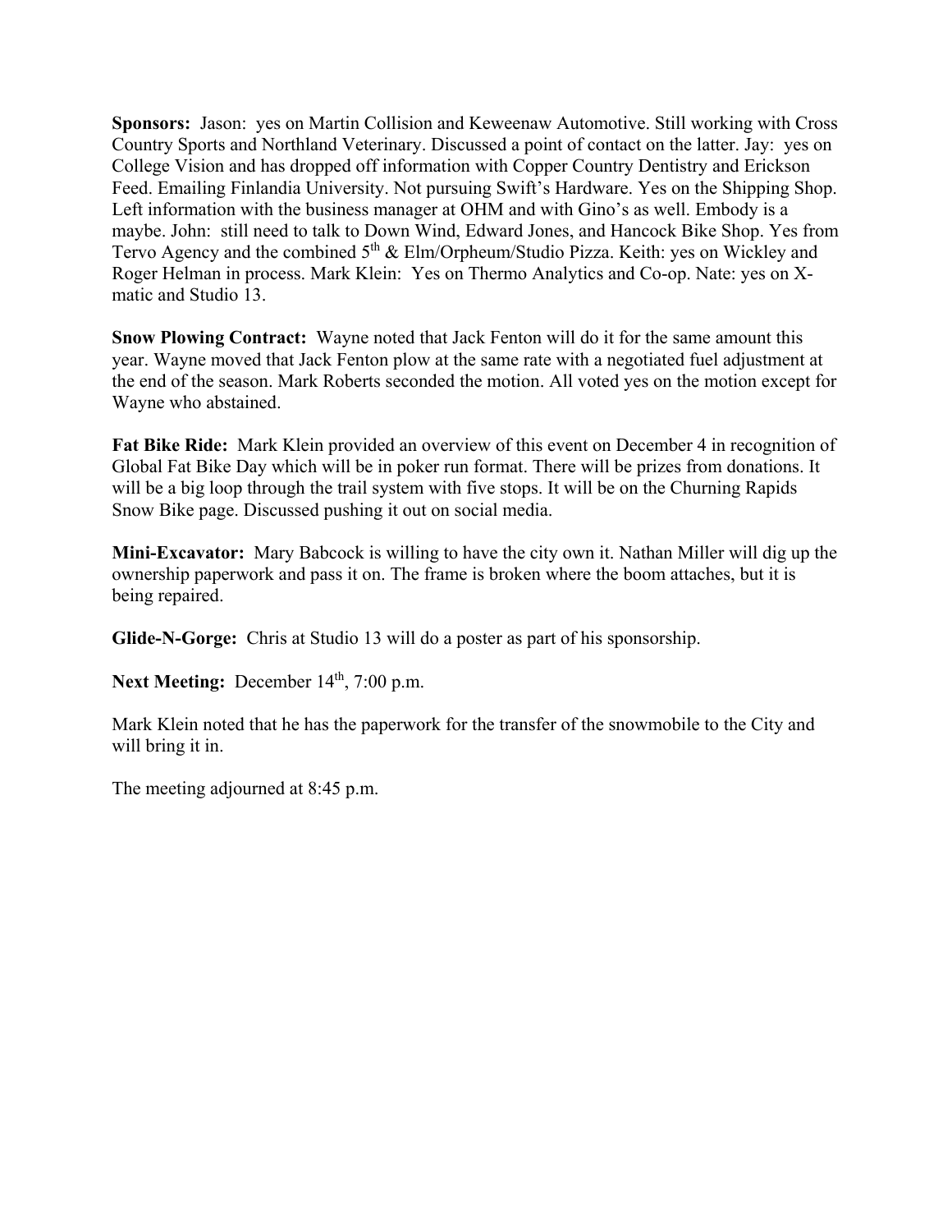**Sponsors:** Jason: yes on Martin Collision and Keweenaw Automotive. Still working with Cross Country Sports and Northland Veterinary. Discussed a point of contact on the latter. Jay: yes on College Vision and has dropped off information with Copper Country Dentistry and Erickson Feed. Emailing Finlandia University. Not pursuing Swift's Hardware. Yes on the Shipping Shop. Left information with the business manager at OHM and with Gino's as well. Embody is a maybe. John: still need to talk to Down Wind, Edward Jones, and Hancock Bike Shop. Yes from Tervo Agency and the combined 5th & Elm/Orpheum/Studio Pizza. Keith: yes on Wickley and Roger Helman in process. Mark Klein: Yes on Thermo Analytics and Co-op. Nate: yes on X-matic and Studio 13.

**Snow Plowing Contract:** Wayne noted that Jack Fenton will do it for the same amount this year. Wayne moved that Jack Fenton plow at the same rate with a negotiated fuel adjustment at the end of the season. Mark Roberts seconded the motion. All voted yes on the motion except for Wayne who abstained.

**Fat Bike Ride:** Mark Klein provided an overview of this event on December 4 in recognition of Global Fat Bike Day which will be in poker run format. There will be prizes from donations. It will be a big loop through the trail system with five stops. It will be on the Churning Rapids Snow Bike page. Discussed pushing it out on social media.

**Mini-Excavator:** Mary Babcock is willing to have the city own it. Nathan Miller will dig up the ownership paperwork and pass it on. The frame is broken where the boom attaches, but it is being repaired.

**Glide-N-Gorge:** Chris at Studio 13 will do a poster as part of his sponsorship.

**Next Meeting:** December 14th, 7:00 p.m.

Mark Klein noted that he has the paperwork for the transfer of the snowmobile to the City and will bring it in.

The meeting adjourned at 8:45 p.m.